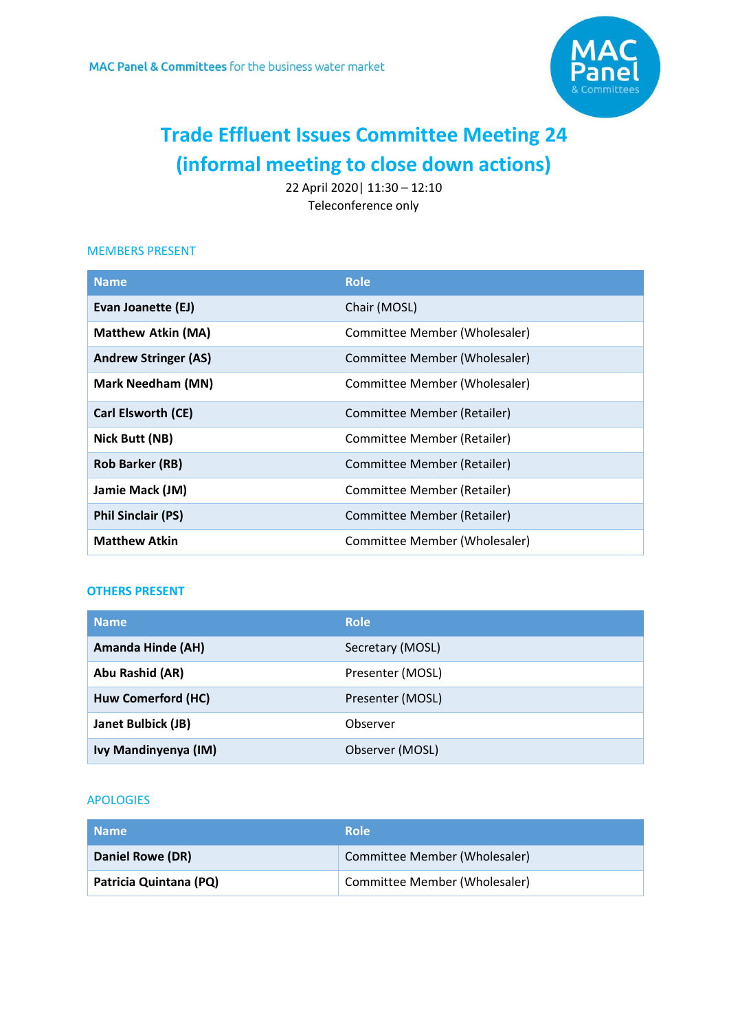MAC Panel & Committees for the business water market

# Trade Effluent Issues Committee Meeting 24 (informal meeting to close down actions)

22 April 2020| 11:30 – 12:10
Teleconference only

## MEMBERS PRESENT

| Name | Role |
|---|---|
| **Evan Joanette (EJ)** | Chair (MOSL) |
| **Matthew Atkin (MA)** | Committee Member (Wholesaler) |
| **Andrew Stringer (AS)** | Committee Member (Wholesaler) |
| **Mark Needham (MN)** | Committee Member (Wholesaler) |
| **Carl Elsworth (CE)** | Committee Member (Retailer) |
| **Nick Butt (NB)** | Committee Member (Retailer) |
| **Rob Barker (RB)** | Committee Member (Retailer) |
| **Jamie Mack (JM)** | Committee Member (Retailer) |
| **Phil Sinclair (PS)** | Committee Member (Retailer) |
| **Matthew Atkin** | Committee Member (Wholesaler) |

## OTHERS PRESENT

| Name | Role |
|---|---|
| **Amanda Hinde (AH)** | Secretary (MOSL) |
| **Abu Rashid (AR)** | Presenter (MOSL) |
| **Huw Comerford (HC)** | Presenter (MOSL) |
| **Janet Bulbick (JB)** | Observer |
| **Ivy Mandinyenya (IM)** | Observer (MOSL) |

## APOLOGIES

| Name | Role |
|---|---|
| **Daniel Rowe (DR)** | Committee Member (Wholesaler) |
| **Patricia Quintana (PQ)** | Committee Member (Wholesaler) |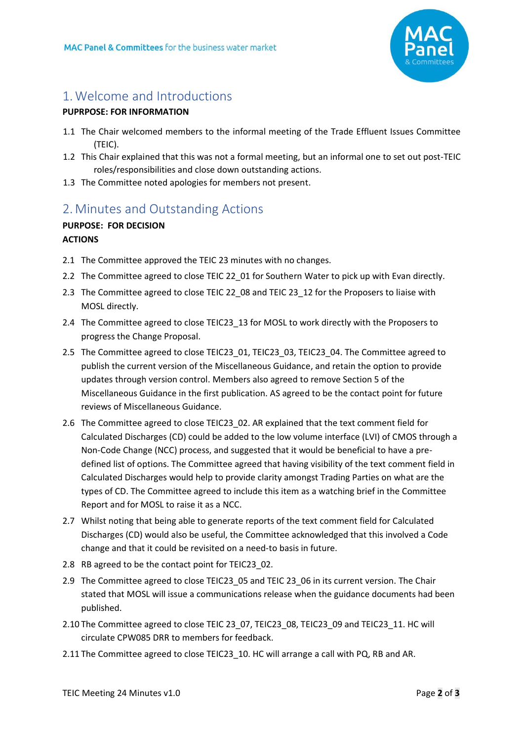## 1. Welcome and Introductions

**PUPRPOSE: FOR INFORMATION**

1.1 The Chair welcomed members to the informal meeting of the Trade Effluent Issues Committee (TEIC).

1.2 This Chair explained that this was not a formal meeting, but an informal one to set out post-TEIC roles/responsibilities and close down outstanding actions.

1.3 The Committee noted apologies for members not present.

## 2. Minutes and Outstanding Actions

**PURPOSE: FOR DECISION**

**ACTIONS**

2.1 The Committee approved the TEIC 23 minutes with no changes.

2.2 The Committee agreed to close TEIC 22_01 for Southern Water to pick up with Evan directly.

2.3 The Committee agreed to close TEIC 22_08 and TEIC 23_12 for the Proposers to liaise with MOSL directly.

2.4 The Committee agreed to close TEIC23_13 for MOSL to work directly with the Proposers to progress the Change Proposal.

2.5 The Committee agreed to close TEIC23_01, TEIC23_03, TEIC23_04. The Committee agreed to publish the current version of the Miscellaneous Guidance, and retain the option to provide updates through version control. Members also agreed to remove Section 5 of the Miscellaneous Guidance in the first publication. AS agreed to be the contact point for future reviews of Miscellaneous Guidance.

2.6 The Committee agreed to close TEIC23_02. AR explained that the text comment field for Calculated Discharges (CD) could be added to the low volume interface (LVI) of CMOS through a Non-Code Change (NCC) process, and suggested that it would be beneficial to have a pre-defined list of options. The Committee agreed that having visibility of the text comment field in Calculated Discharges would help to provide clarity amongst Trading Parties on what are the types of CD. The Committee agreed to include this item as a watching brief in the Committee Report and for MOSL to raise it as a NCC.

2.7 Whilst noting that being able to generate reports of the text comment field for Calculated Discharges (CD) would also be useful, the Committee acknowledged that this involved a Code change and that it could be revisited on a need-to basis in future.

2.8 RB agreed to be the contact point for TEIC23_02.

2.9 The Committee agreed to close TEIC23_05 and TEIC 23_06 in its current version. The Chair stated that MOSL will issue a communications release when the guidance documents had been published.

2.10 The Committee agreed to close TEIC 23_07, TEIC23_08, TEIC23_09 and TEIC23_11. HC will circulate CPW085 DRR to members for feedback.

2.11 The Committee agreed to close TEIC23_10. HC will arrange a call with PQ, RB and AR.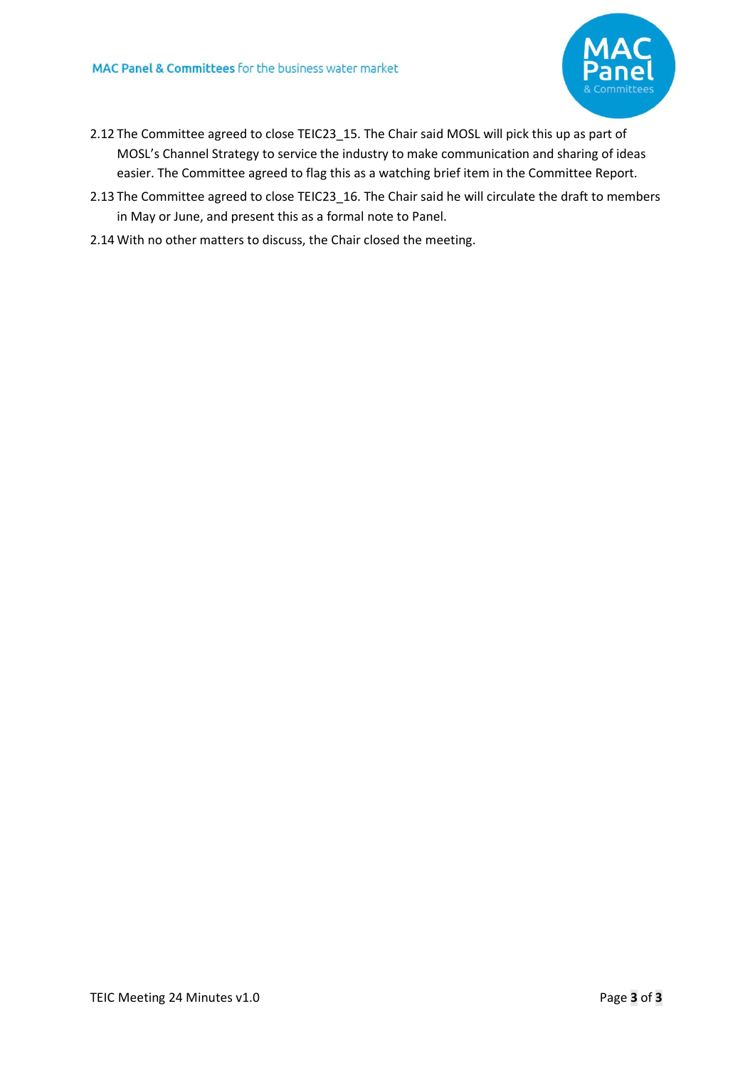2.12 The Committee agreed to close TEIC23_15. The Chair said MOSL will pick this up as part of MOSL's Channel Strategy to service the industry to make communication and sharing of ideas easier. The Committee agreed to flag this as a watching brief item in the Committee Report.

2.13 The Committee agreed to close TEIC23_16. The Chair said he will circulate the draft to members in May or June, and present this as a formal note to Panel.

2.14 With no other matters to discuss, the Chair closed the meeting.